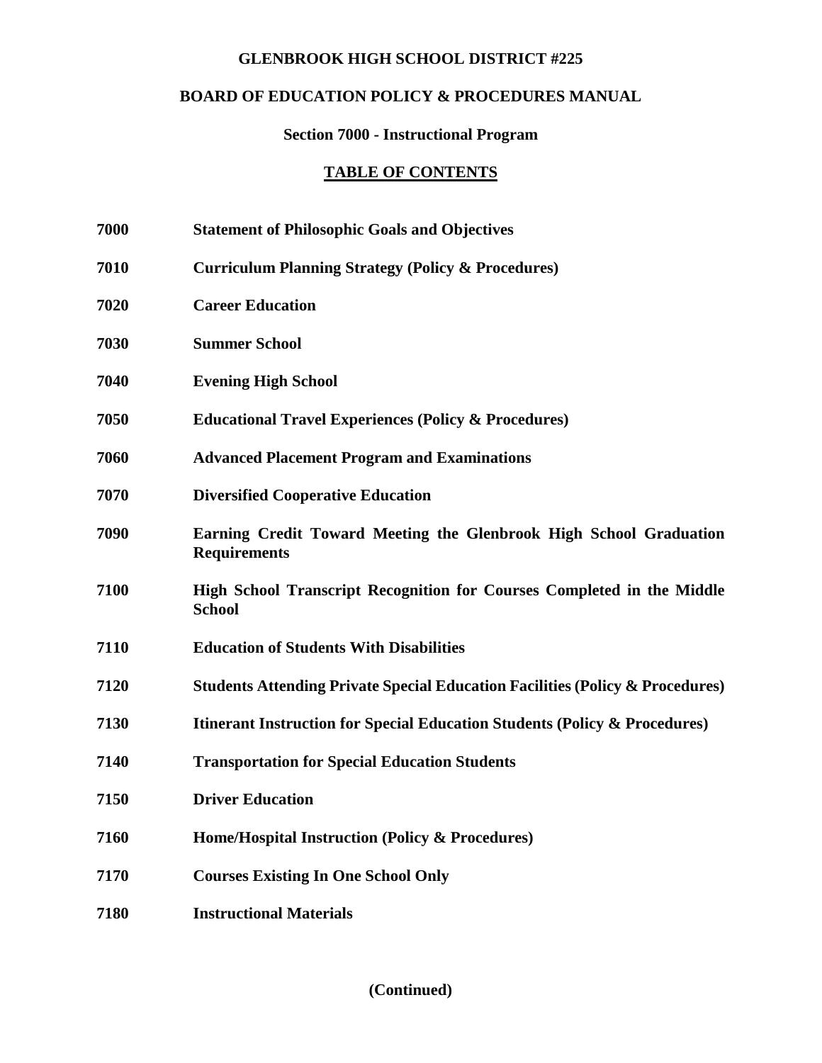# GLENBROOK HIGH SCHOOL DISTRICT #225

## BOARD OF EDUCATION POLICY & PROCEDURES MANUAL

### Section 7000 - Instructional Program

### TABLE OF CONTENTS

| | |
|---|---|
| **7000** | **Statement of Philosophic Goals and Objectives** |
| **7010** | **Curriculum Planning Strategy (Policy & Procedures)** |
| **7020** | **Career Education** |
| **7030** | **Summer School** |
| **7040** | **Evening High School** |
| **7050** | **Educational Travel Experiences (Policy & Procedures)** |
| **7060** | **Advanced Placement Program and Examinations** |
| **7070** | **Diversified Cooperative Education** |
| **7090** | **Earning Credit Toward Meeting the Glenbrook High School Graduation Requirements** |
| **7100** | **High School Transcript Recognition for Courses Completed in the Middle School** |
| **7110** | **Education of Students With Disabilities** |
| **7120** | **Students Attending Private Special Education Facilities (Policy & Procedures)** |
| **7130** | **Itinerant Instruction for Special Education Students (Policy & Procedures)** |
| **7140** | **Transportation for Special Education Students** |
| **7150** | **Driver Education** |
| **7160** | **Home/Hospital Instruction (Policy & Procedures)** |
| **7170** | **Courses Existing In One School Only** |
| **7180** | **Instructional Materials** |

**(Continued)**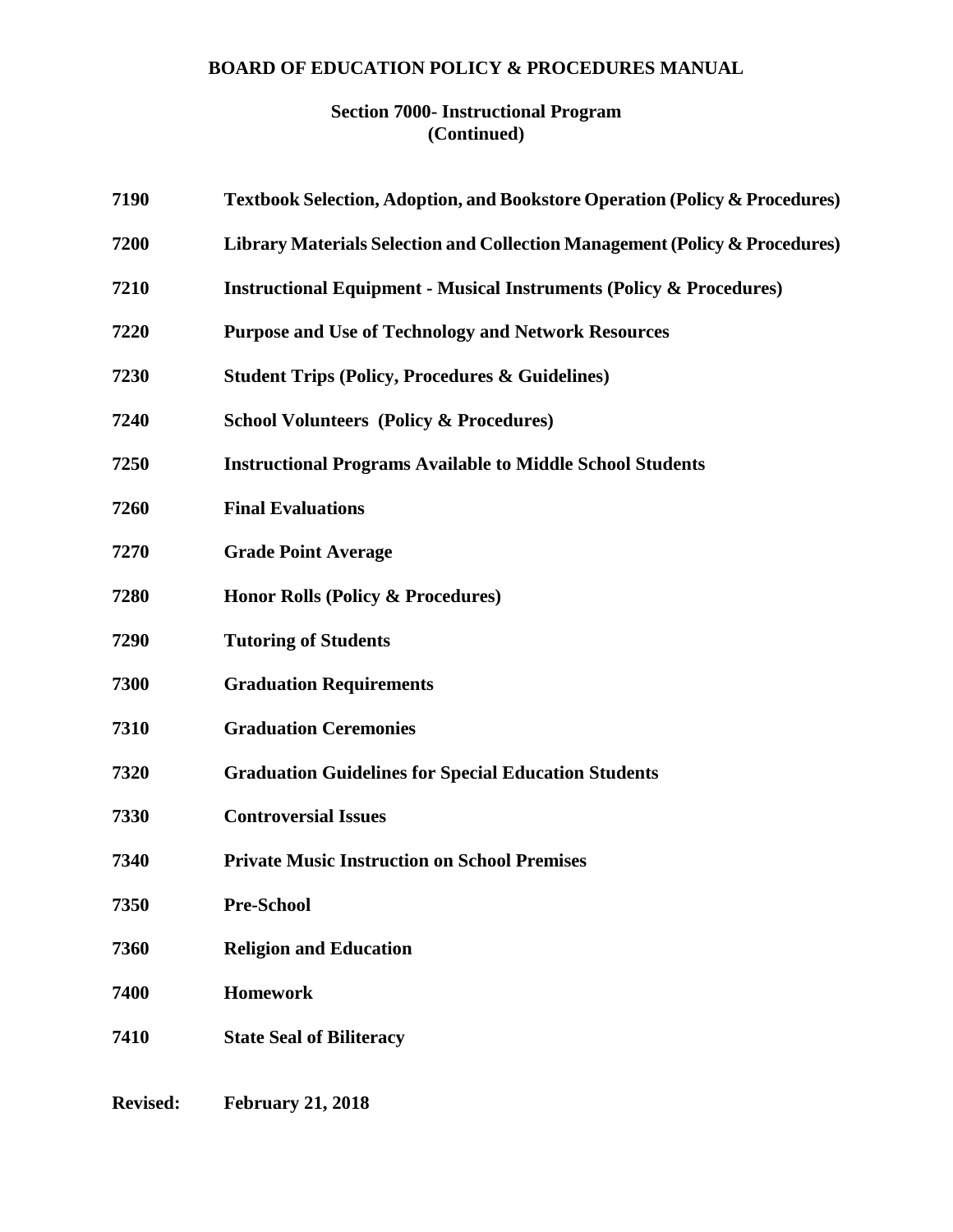# BOARD OF EDUCATION POLICY & PROCEDURES MANUAL

## Section 7000- Instructional Program (Continued)

| | |
|---|---|
| **7190** | **Textbook Selection, Adoption, and Bookstore Operation (Policy & Procedures)** |
| **7200** | **Library Materials Selection and Collection Management (Policy & Procedures)** |
| **7210** | **Instructional Equipment - Musical Instruments (Policy & Procedures)** |
| **7220** | **Purpose and Use of Technology and Network Resources** |
| **7230** | **Student Trips (Policy, Procedures & Guidelines)** |
| **7240** | **School Volunteers (Policy & Procedures)** |
| **7250** | **Instructional Programs Available to Middle School Students** |
| **7260** | **Final Evaluations** |
| **7270** | **Grade Point Average** |
| **7280** | **Honor Rolls (Policy & Procedures)** |
| **7290** | **Tutoring of Students** |
| **7300** | **Graduation Requirements** |
| **7310** | **Graduation Ceremonies** |
| **7320** | **Graduation Guidelines for Special Education Students** |
| **7330** | **Controversial Issues** |
| **7340** | **Private Music Instruction on School Premises** |
| **7350** | **Pre-School** |
| **7360** | **Religion and Education** |
| **7400** | **Homework** |
| **7410** | **State Seal of Biliteracy** |

**Revised:** **February 21, 2018**